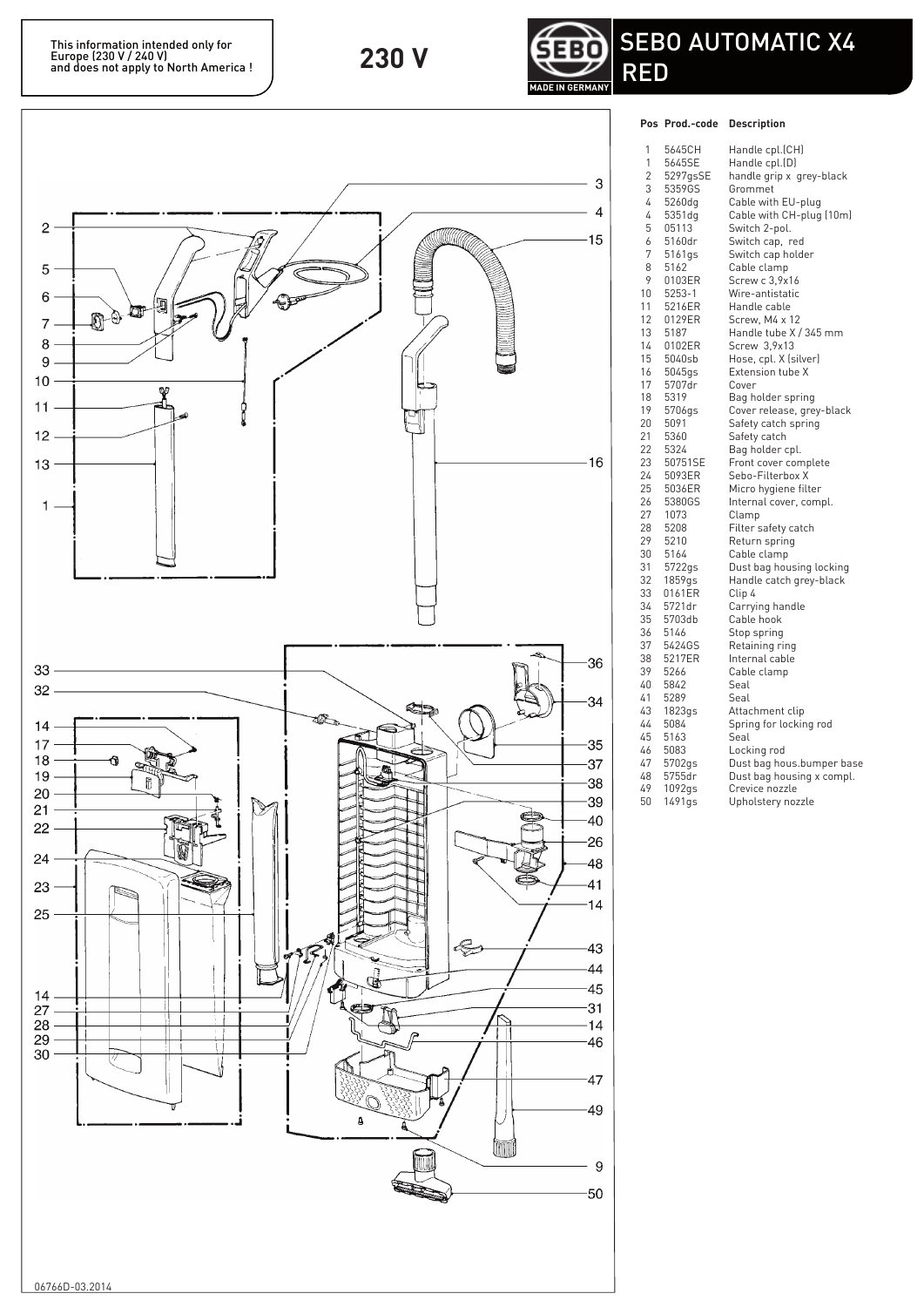This information intended only for Europe (230 V / 240 V) and does not apply to North America !

**230 V**

SEBO MADE IN GERMANY

# SEBO AUTOMATIC X4 RED

| Pos | Prod.-code | Description |
|---|---|---|
| 1 | 5645CH | Handle cpl.(CH) |
| 1 | 5645SE | Handle cpl.(D) |
| 2 | 5297gsSE | handle grip x grey-black |
| 3 | 5359GS | Grommet |
| 4 | 5260dg | Cable with EU-plug |
| 4 | 5351dg | Cable with CH-plug (10m) |
| 5 | 05113 | Switch 2-pol. |
| 6 | 5160dr | Switch cap, red |
| 7 | 5161gs | Switch cap holder |
| 8 | 5162 | Cable clamp |
| 9 | 0103ER | Screw c 3,9x16 |
| 10 | 5253-1 | Wire-antistatic |
| 11 | 5216ER | Handle cable |
| 12 | 0129ER | Screw, M4 x 12 |
| 13 | 5187 | Handle tube X / 345 mm |
| 14 | 0102ER | Screw 3,9x13 |
| 15 | 5040sb | Hose, cpl. X (silver) |
| 16 | 5045gs | Extension tube X |
| 17 | 5707dr | Cover |
| 18 | 5319 | Bag holder spring |
| 19 | 5706gs | Cover release, grey-black |
| 20 | 5091 | Safety catch spring |
| 21 | 5360 | Safety catch |
| 22 | 5324 | Bag holder cpl. |
| 23 | 50751SE | Front cover complete |
| 24 | 5093ER | Sebo-Filterbox X |
| 25 | 5036ER | Micro hygiene filter |
| 26 | 5380GS | Internal cover, compl. |
| 27 | 1073 | Clamp |
| 28 | 5208 | Filter safety catch |
| 29 | 5210 | Return spring |
| 30 | 5164 | Cable clamp |
| 31 | 5722gs | Dust bag housing locking |
| 32 | 1859gs | Handle catch grey-black |
| 33 | 0161ER | Clip 4 |
| 34 | 5721dr | Carrying handle |
| 35 | 5703db | Cable hook |
| 36 | 5146 | Stop spring |
| 37 | 5424GS | Retaining ring |
| 38 | 5217ER | Internal cable |
| 39 | 5266 | Cable clamp |
| 40 | 5842 | Seal |
| 41 | 5289 | Seal |
| 43 | 1823gs | Attachment clip |
| 44 | 5084 | Spring for locking rod |
| 45 | 5163 | Seal |
| 46 | 5083 | Locking rod |
| 47 | 5702gs | Dust bag hous.bumper base |
| 48 | 5755dr | Dust bag housing x compl. |
| 49 | 1092gs | Crevice nozzle |
| 50 | 1491gs | Upholstery nozzle |

06766D-03.2014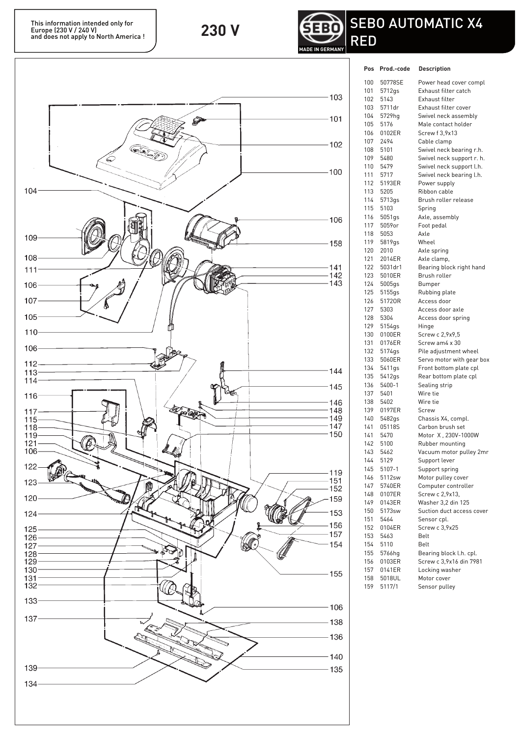This information intended only for Europe (230 V / 240 V) and does not apply to North America !

# 230 V

SEBO MADE IN GERMANY

# SEBO AUTOMATIC X4 RED

| Pos | Prod.-code | Description |
|---|---|---|
| 100 | 50778SE | Power head cover compl |
| 101 | 5712gs | Exhaust filter catch |
| 102 | 5143 | Exhaust filter |
| 103 | 5711dr | Exhaust filter cover |
| 104 | 5729hg | Swivel neck assembly |
| 105 | 5176 | Male contact holder |
| 106 | 0102ER | Screw f 3,9x13 |
| 107 | 2494 | Cable clamp |
| 108 | 5101 | Swivel neck bearing r.h. |
| 109 | 5480 | Swivel neck support r. h. |
| 110 | 5479 | Swivel neck support l.h. |
| 111 | 5717 | Swivel neck bearing l.h. |
| 112 | 5193ER | Power supply |
| 113 | 5205 | Ribbon cable |
| 114 | 5713gs | Brush roller release |
| 115 | 5103 | Spring |
| 116 | 5051gs | Axle, assembly |
| 117 | 5059or | Foot pedal |
| 118 | 5053 | Axle |
| 119 | 5819gs | Wheel |
| 120 | 2010 | Axle spring |
| 121 | 2014ER | Axle clamp, |
| 122 | 5031dr1 | Bearing block right hand |
| 123 | 5010ER | Brush roller |
| 124 | 5005gs | Bumper |
| 125 | 5155gs | Rubbing plate |
| 126 | 5172OR | Access door |
| 127 | 5303 | Access door axle |
| 128 | 5304 | Access door spring |
| 129 | 5154gs | Hinge |
| 130 | 0100ER | Screw c 2,9x9,5 |
| 131 | 0176ER | Screw am4 x 30 |
| 132 | 5174gs | Pile adjustment wheel |
| 133 | 5060ER | Servo motor with gear box |
| 134 | 5411gs | Front bottom plate cpl |
| 135 | 5412gs | Rear bottom plate cpl |
| 136 | 5400-1 | Sealing strip |
| 137 | 5401 | Wire tie |
| 138 | 5402 | Wire tie |
| 139 | 0197ER | Screw |
| 140 | 5482gs | Chassis X4, compl. |
| 141 | 05118S | Carbon brush set |
| 141 | 5470 | Motor X , 230V-1000W |
| 142 | 5100 | Rubber mounting |
| 143 | 5462 | Vacuum motor pulley 2mr |
| 144 | 5129 | Support lever |
| 145 | 5107-1 | Support spring |
| 146 | 5112sw | Motor pulley cover |
| 147 | 5740ER | Computer controller |
| 148 | 0107ER | Screw c 2,9x13, |
| 149 | 0143ER | Washer 3,2 din 125 |
| 150 | 5173sw | Suction duct access cover |
| 151 | 5464 | Sensor cpl. |
| 152 | 0104ER | Screw c 3,9x25 |
| 153 | 5463 | Belt |
| 154 | 5110 | Belt |
| 155 | 5766hg | Bearing block l.h. cpl. |
| 156 | 0103ER | Screw c 3,9x16 din 7981 |
| 157 | 0141ER | Locking washer |
| 158 | 5018UL | Motor cover |
| 159 | 5117/1 | Sensor pulley |

103
101
102
100
104
106
109
158
108
111
141
142
143
106
107
105
110
106
112
113
144
114
145
116
146
148
117
149
115
147
118
150
119
121
106
122
119
151
123
152
120
159
124
153
156
125
157
126
154
127
128
129
130
155
131
132
133
106
137
138
136
140
139
135
134